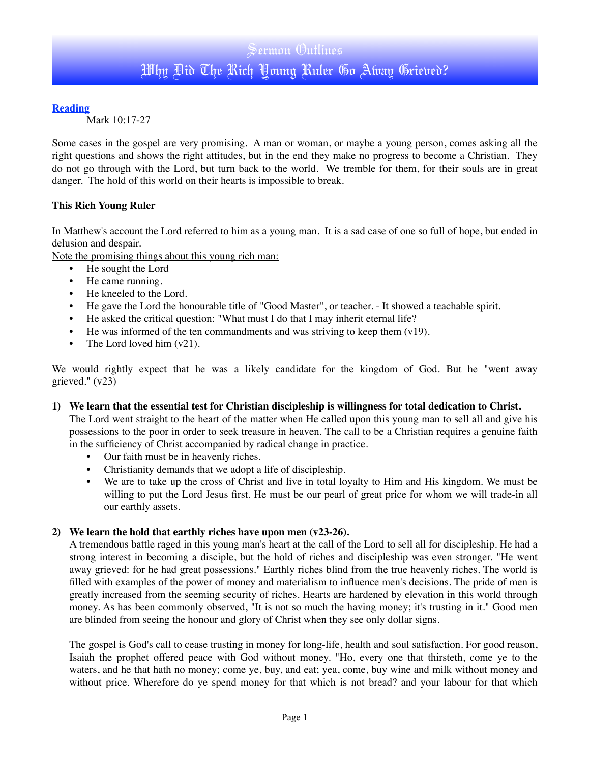# Sermon Outlines
# Why Did The Rich Young Ruler Go Away Grieved?

**Reading**

Mark 10:17-27

Some cases in the gospel are very promising. A man or woman, or maybe a young person, comes asking all the right questions and shows the right attitudes, but in the end they make no progress to become a Christian. They do not go through with the Lord, but turn back to the world. We tremble for them, for their souls are in great danger. The hold of this world on their hearts is impossible to break.

## This Rich Young Ruler

In Matthew's account the Lord referred to him as a young man. It is a sad case of one so full of hope, but ended in delusion and despair.

Note the promising things about this young rich man:

- He sought the Lord
- He came running.
- He kneeled to the Lord.
- He gave the Lord the honourable title of "Good Master", or teacher. - It showed a teachable spirit.
- He asked the critical question: "What must I do that I may inherit eternal life?
- He was informed of the ten commandments and was striving to keep them (v19).
- The Lord loved him (v21).

We would rightly expect that he was a likely candidate for the kingdom of God. But he "went away grieved." (v23)

**1) We learn that the essential test for Christian discipleship is willingness for total dedication to Christ.**

The Lord went straight to the heart of the matter when He called upon this young man to sell all and give his possessions to the poor in order to seek treasure in heaven. The call to be a Christian requires a genuine faith in the sufficiency of Christ accompanied by radical change in practice.

- Our faith must be in heavenly riches.
- Christianity demands that we adopt a life of discipleship.
- We are to take up the cross of Christ and live in total loyalty to Him and His kingdom. We must be willing to put the Lord Jesus first. He must be our pearl of great price for whom we will trade-in all our earthly assets.

**2) We learn the hold that earthly riches have upon men (v23-26).**

A tremendous battle raged in this young man's heart at the call of the Lord to sell all for discipleship. He had a strong interest in becoming a disciple, but the hold of riches and discipleship was even stronger. "He went away grieved: for he had great possessions." Earthly riches blind from the true heavenly riches. The world is filled with examples of the power of money and materialism to influence men's decisions. The pride of men is greatly increased from the seeming security of riches. Hearts are hardened by elevation in this world through money. As has been commonly observed, "It is not so much the having money; it's trusting in it." Good men are blinded from seeing the honour and glory of Christ when they see only dollar signs.

The gospel is God's call to cease trusting in money for long-life, health and soul satisfaction. For good reason, Isaiah the prophet offered peace with God without money. "Ho, every one that thirsteth, come ye to the waters, and he that hath no money; come ye, buy, and eat; yea, come, buy wine and milk without money and without price. Wherefore do ye spend money for that which is not bread? and your labour for that which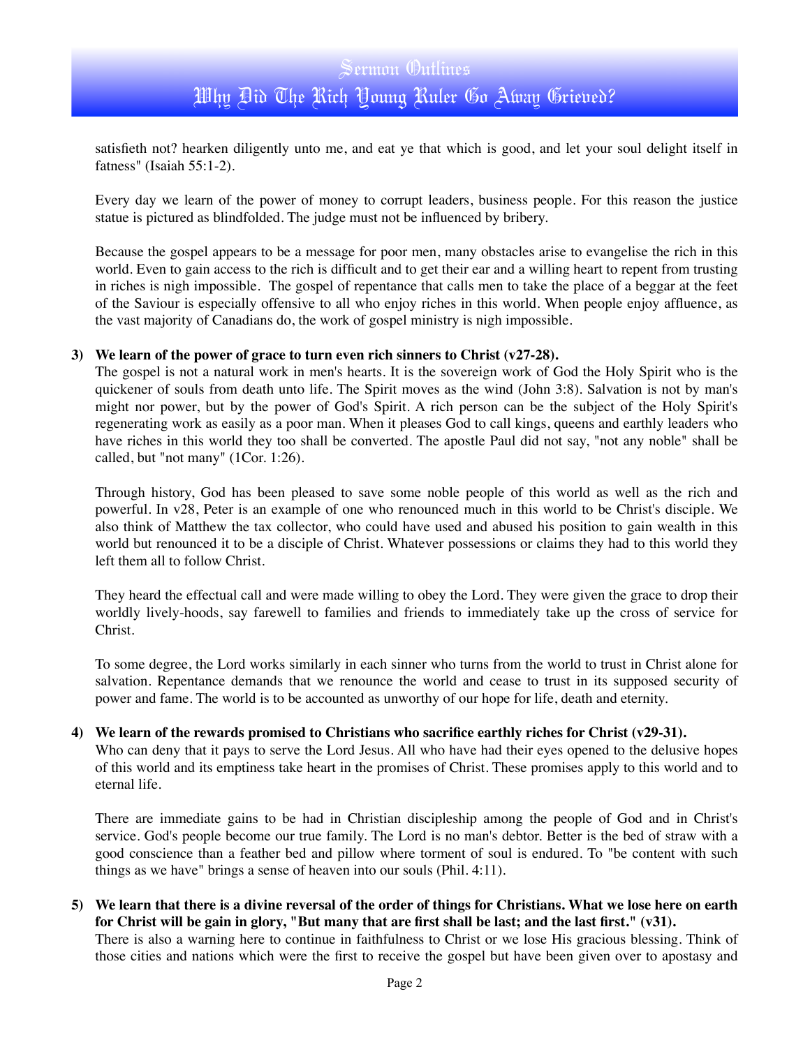satisfieth not? hearken diligently unto me, and eat ye that which is good, and let your soul delight itself in fatness" (Isaiah 55:1-2).

Every day we learn of the power of money to corrupt leaders, business people. For this reason the justice statue is pictured as blindfolded. The judge must not be influenced by bribery.

Because the gospel appears to be a message for poor men, many obstacles arise to evangelise the rich in this world. Even to gain access to the rich is difficult and to get their ear and a willing heart to repent from trusting in riches is nigh impossible. The gospel of repentance that calls men to take the place of a beggar at the feet of the Saviour is especially offensive to all who enjoy riches in this world. When people enjoy affluence, as the vast majority of Canadians do, the work of gospel ministry is nigh impossible.

3) **We learn of the power of grace to turn even rich sinners to Christ (v27-28).**
The gospel is not a natural work in men's hearts. It is the sovereign work of God the Holy Spirit who is the quickener of souls from death unto life. The Spirit moves as the wind (John 3:8). Salvation is not by man's might nor power, but by the power of God's Spirit. A rich person can be the subject of the Holy Spirit's regenerating work as easily as a poor man. When it pleases God to call kings, queens and earthly leaders who have riches in this world they too shall be converted. The apostle Paul did not say, "not any noble" shall be called, but "not many" (1Cor. 1:26).

Through history, God has been pleased to save some noble people of this world as well as the rich and powerful. In v28, Peter is an example of one who renounced much in this world to be Christ's disciple. We also think of Matthew the tax collector, who could have used and abused his position to gain wealth in this world but renounced it to be a disciple of Christ. Whatever possessions or claims they had to this world they left them all to follow Christ.

They heard the effectual call and were made willing to obey the Lord. They were given the grace to drop their worldly lively-hoods, say farewell to families and friends to immediately take up the cross of service for Christ.

To some degree, the Lord works similarly in each sinner who turns from the world to trust in Christ alone for salvation. Repentance demands that we renounce the world and cease to trust in its supposed security of power and fame. The world is to be accounted as unworthy of our hope for life, death and eternity.

4) **We learn of the rewards promised to Christians who sacrifice earthly riches for Christ (v29-31).**
Who can deny that it pays to serve the Lord Jesus. All who have had their eyes opened to the delusive hopes of this world and its emptiness take heart in the promises of Christ. These promises apply to this world and to eternal life.

There are immediate gains to be had in Christian discipleship among the people of God and in Christ's service. God's people become our true family. The Lord is no man's debtor. Better is the bed of straw with a good conscience than a feather bed and pillow where torment of soul is endured. To "be content with such things as we have" brings a sense of heaven into our souls (Phil. 4:11).

5) **We learn that there is a divine reversal of the order of things for Christians. What we lose here on earth for Christ will be gain in glory, "But many that are first shall be last; and the last first." (v31).**
There is also a warning here to continue in faithfulness to Christ or we lose His gracious blessing. Think of those cities and nations which were the first to receive the gospel but have been given over to apostasy and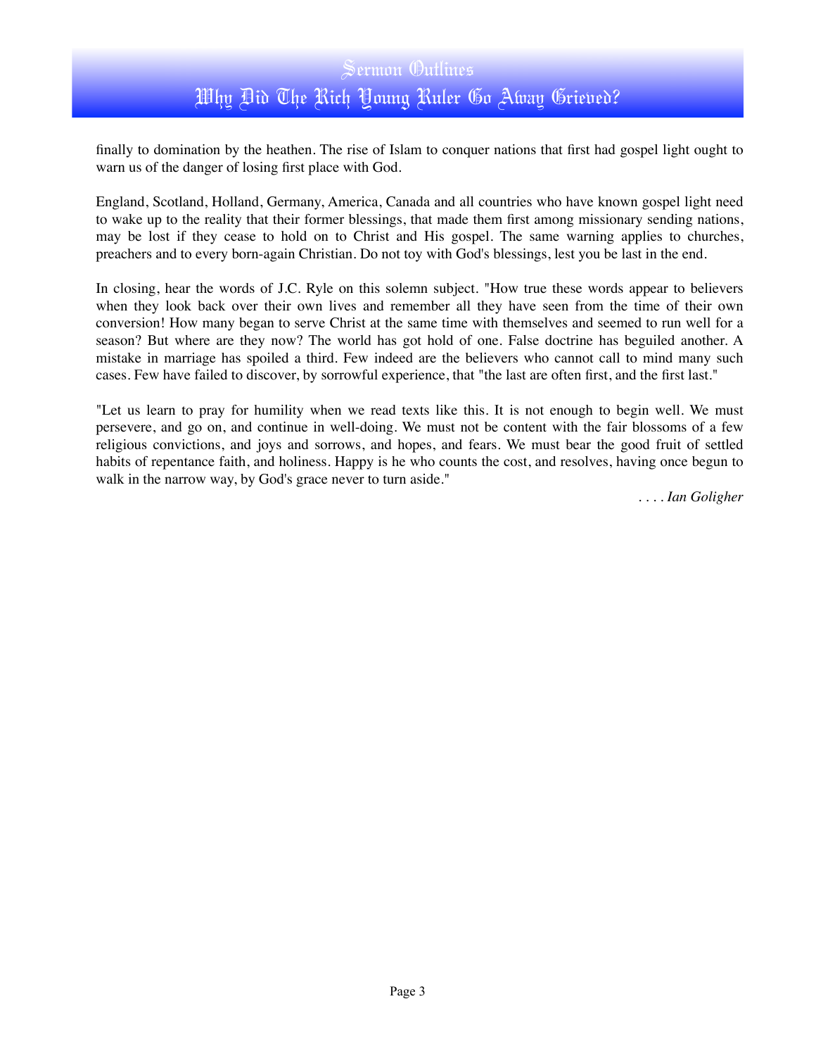finally to domination by the heathen. The rise of Islam to conquer nations that first had gospel light ought to warn us of the danger of losing first place with God.

England, Scotland, Holland, Germany, America, Canada and all countries who have known gospel light need to wake up to the reality that their former blessings, that made them first among missionary sending nations, may be lost if they cease to hold on to Christ and His gospel. The same warning applies to churches, preachers and to every born-again Christian. Do not toy with God's blessings, lest you be last in the end.

In closing, hear the words of J.C. Ryle on this solemn subject. "How true these words appear to believers when they look back over their own lives and remember all they have seen from the time of their own conversion! How many began to serve Christ at the same time with themselves and seemed to run well for a season? But where are they now? The world has got hold of one. False doctrine has beguiled another. A mistake in marriage has spoiled a third. Few indeed are the believers who cannot call to mind many such cases. Few have failed to discover, by sorrowful experience, that "the last are often first, and the first last."

"Let us learn to pray for humility when we read texts like this. It is not enough to begin well. We must persevere, and go on, and continue in well-doing. We must not be content with the fair blossoms of a few religious convictions, and joys and sorrows, and hopes, and fears. We must bear the good fruit of settled habits of repentance faith, and holiness. Happy is he who counts the cost, and resolves, having once begun to walk in the narrow way, by God's grace never to turn aside."

*. . . . Ian Goligher*